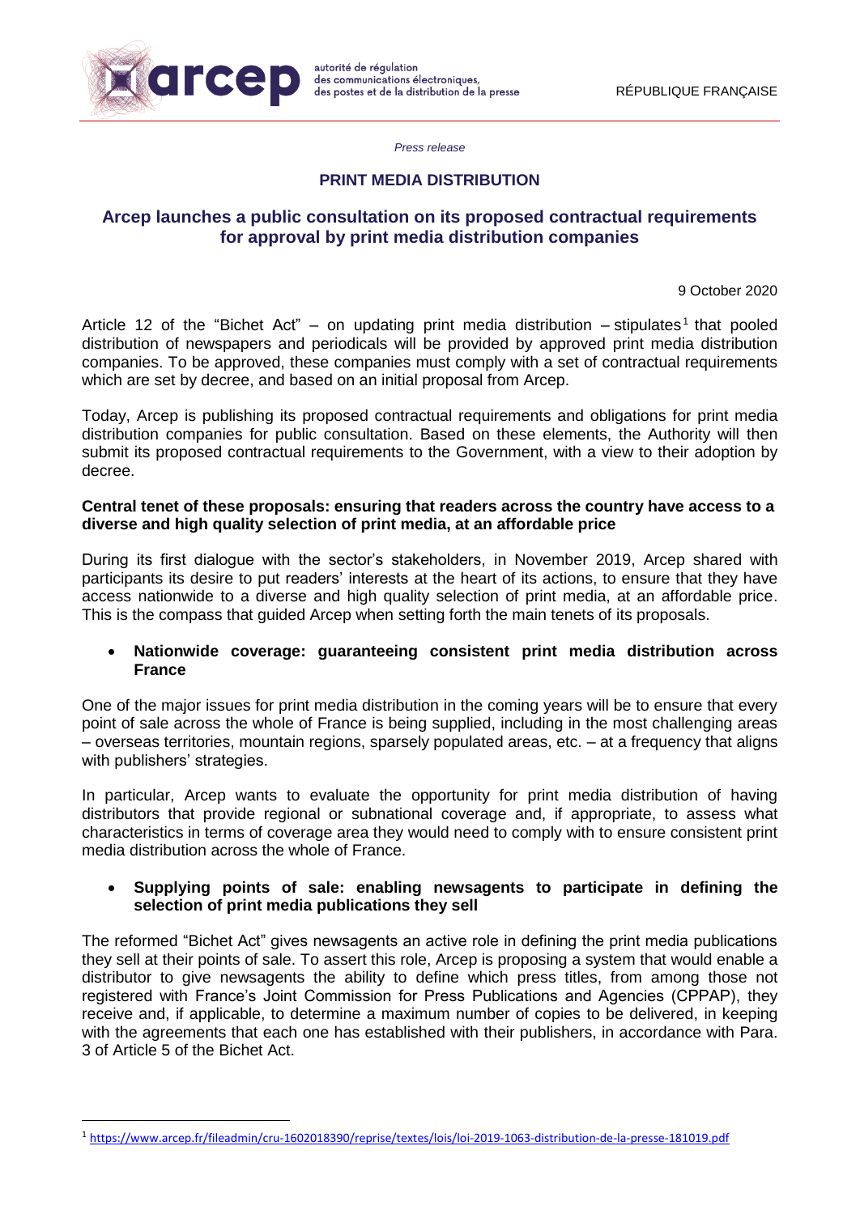arcep autorité de régulation des communications électroniques, des postes et de la distribution de la presse

RÉPUBLIQUE FRANÇAISE

*Press release*

**PRINT MEDIA DISTRIBUTION**

# Arcep launches a public consultation on its proposed contractual requirements for approval by print media distribution companies

9 October 2020

Article 12 of the "Bichet Act" – on updating print media distribution – stipulates[1] that pooled distribution of newspapers and periodicals will be provided by approved print media distribution companies. To be approved, these companies must comply with a set of contractual requirements which are set by decree, and based on an initial proposal from Arcep.

Today, Arcep is publishing its proposed contractual requirements and obligations for print media distribution companies for public consultation. Based on these elements, the Authority will then submit its proposed contractual requirements to the Government, with a view to their adoption by decree.

**Central tenet of these proposals: ensuring that readers across the country have access to a diverse and high quality selection of print media, at an affordable price**

During its first dialogue with the sector's stakeholders, in November 2019, Arcep shared with participants its desire to put readers' interests at the heart of its actions, to ensure that they have access nationwide to a diverse and high quality selection of print media, at an affordable price. This is the compass that guided Arcep when setting forth the main tenets of its proposals.

- **Nationwide coverage: guaranteeing consistent print media distribution across France**

One of the major issues for print media distribution in the coming years will be to ensure that every point of sale across the whole of France is being supplied, including in the most challenging areas – overseas territories, mountain regions, sparsely populated areas, etc. – at a frequency that aligns with publishers' strategies.

In particular, Arcep wants to evaluate the opportunity for print media distribution of having distributors that provide regional or subnational coverage and, if appropriate, to assess what characteristics in terms of coverage area they would need to comply with to ensure consistent print media distribution across the whole of France.

- **Supplying points of sale: enabling newsagents to participate in defining the selection of print media publications they sell**

The reformed "Bichet Act" gives newsagents an active role in defining the print media publications they sell at their points of sale. To assert this role, Arcep is proposing a system that would enable a distributor to give newsagents the ability to define which press titles, from among those not registered with France's Joint Commission for Press Publications and Agencies (CPPAP), they receive and, if applicable, to determine a maximum number of copies to be delivered, in keeping with the agreements that each one has established with their publishers, in accordance with Para. 3 of Article 5 of the Bichet Act.

---

[1] https://www.arcep.fr/fileadmin/cru-1602018390/reprise/textes/lois/loi-2019-1063-distribution-de-la-presse-181019.pdf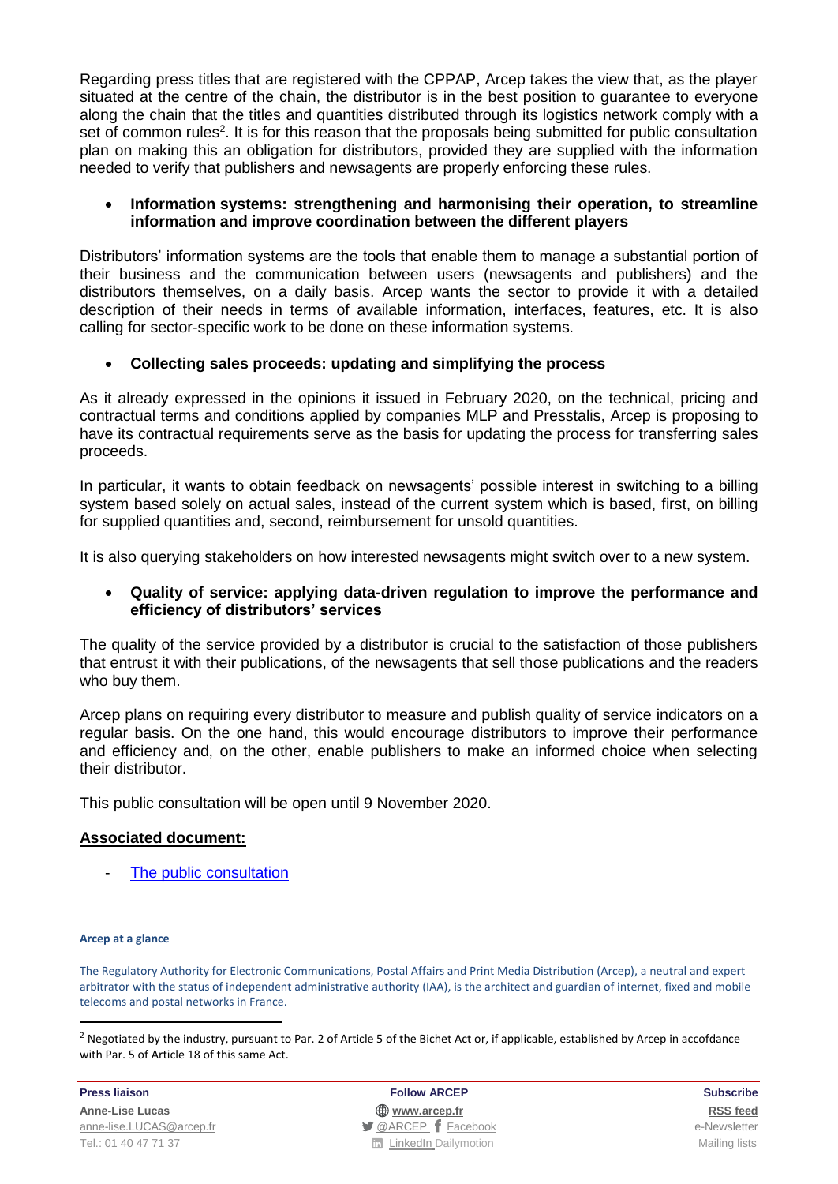Regarding press titles that are registered with the CPPAP, Arcep takes the view that, as the player situated at the centre of the chain, the distributor is in the best position to guarantee to everyone along the chain that the titles and quantities distributed through its logistics network comply with a set of common rules[2]. It is for this reason that the proposals being submitted for public consultation plan on making this an obligation for distributors, provided they are supplied with the information needed to verify that publishers and newsagents are properly enforcing these rules.

- **Information systems: strengthening and harmonising their operation, to streamline information and improve coordination between the different players**

Distributors' information systems are the tools that enable them to manage a substantial portion of their business and the communication between users (newsagents and publishers) and the distributors themselves, on a daily basis. Arcep wants the sector to provide it with a detailed description of their needs in terms of available information, interfaces, features, etc. It is also calling for sector-specific work to be done on these information systems.

- **Collecting sales proceeds: updating and simplifying the process**

As it already expressed in the opinions it issued in February 2020, on the technical, pricing and contractual terms and conditions applied by companies MLP and Presstalis, Arcep is proposing to have its contractual requirements serve as the basis for updating the process for transferring sales proceeds.

In particular, it wants to obtain feedback on newsagents' possible interest in switching to a billing system based solely on actual sales, instead of the current system which is based, first, on billing for supplied quantities and, second, reimbursement for unsold quantities.

It is also querying stakeholders on how interested newsagents might switch over to a new system.

- **Quality of service: applying data-driven regulation to improve the performance and efficiency of distributors' services**

The quality of the service provided by a distributor is crucial to the satisfaction of those publishers that entrust it with their publications, of the newsagents that sell those publications and the readers who buy them.

Arcep plans on requiring every distributor to measure and publish quality of service indicators on a regular basis. On the one hand, this would encourage distributors to improve their performance and efficiency and, on the other, enable publishers to make an informed choice when selecting their distributor.

This public consultation will be open until 9 November 2020.

## Associated document:

- The public consultation

**Arcep at a glance**

The Regulatory Authority for Electronic Communications, Postal Affairs and Print Media Distribution (Arcep), a neutral and expert arbitrator with the status of independent administrative authority (IAA), is the architect and guardian of internet, fixed and mobile telecoms and postal networks in France.

[2] Negotiated by the industry, pursuant to Par. 2 of Article 5 of the Bichet Act or, if applicable, established by Arcep in accofdance with Par. 5 of Article 18 of this same Act.

| Press liaison | Follow ARCEP | Subscribe |
| --- | --- | --- |
| Anne-Lise Lucas | www.arcep.fr | RSS feed |
| anne-lise.LUCAS@arcep.fr | @ARCEP Facebook | e-Newsletter |
| Tel.: 01 40 47 71 37 | LinkedIn Dailymotion | Mailing lists |